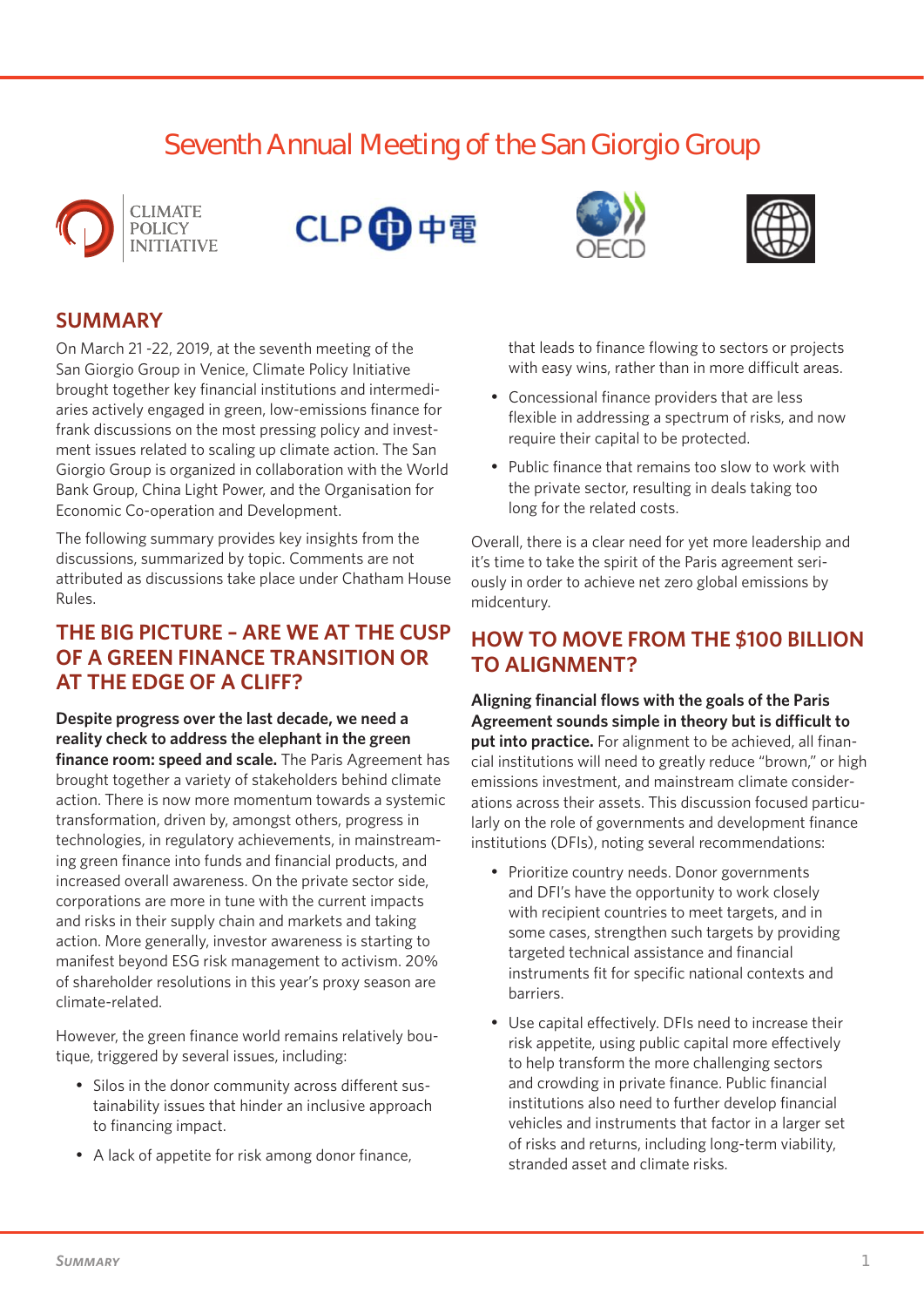# Seventh Annual Meeting of the San Giorgio Group

CLIMATE POLICY INITIATIVE

CLP 中電

OECD

## SUMMARY

On March 21 -22, 2019, at the seventh meeting of the San Giorgio Group in Venice, Climate Policy Initiative brought together key financial institutions and intermediaries actively engaged in green, low-emissions finance for frank discussions on the most pressing policy and investment issues related to scaling up climate action. The San Giorgio Group is organized in collaboration with the World Bank Group, China Light Power, and the Organisation for Economic Co-operation and Development.

The following summary provides key insights from the discussions, summarized by topic. Comments are not attributed as discussions take place under Chatham House Rules.

## THE BIG PICTURE – ARE WE AT THE CUSP OF A GREEN FINANCE TRANSITION OR AT THE EDGE OF A CLIFF?

**Despite progress over the last decade, we need a reality check to address the elephant in the green finance room: speed and scale.** The Paris Agreement has brought together a variety of stakeholders behind climate action. There is now more momentum towards a systemic transformation, driven by, amongst others, progress in technologies, in regulatory achievements, in mainstreaming green finance into funds and financial products, and increased overall awareness. On the private sector side, corporations are more in tune with the current impacts and risks in their supply chain and markets and taking action. More generally, investor awareness is starting to manifest beyond ESG risk management to activism. 20% of shareholder resolutions in this year's proxy season are climate-related.

However, the green finance world remains relatively boutique, triggered by several issues, including:

- Silos in the donor community across different sustainability issues that hinder an inclusive approach to financing impact.
- A lack of appetite for risk among donor finance, that leads to finance flowing to sectors or projects with easy wins, rather than in more difficult areas.
- Concessional finance providers that are less flexible in addressing a spectrum of risks, and now require their capital to be protected.
- Public finance that remains too slow to work with the private sector, resulting in deals taking too long for the related costs.

Overall, there is a clear need for yet more leadership and it's time to take the spirit of the Paris agreement seriously in order to achieve net zero global emissions by midcentury.

## HOW TO MOVE FROM THE $100 BILLION TO ALIGNMENT?

**Aligning financial flows with the goals of the Paris Agreement sounds simple in theory but is difficult to put into practice.** For alignment to be achieved, all financial institutions will need to greatly reduce "brown," or high emissions investment, and mainstream climate considerations across their assets. This discussion focused particularly on the role of governments and development finance institutions (DFIs), noting several recommendations:

- Prioritize country needs. Donor governments and DFI's have the opportunity to work closely with recipient countries to meet targets, and in some cases, strengthen such targets by providing targeted technical assistance and financial instruments fit for specific national contexts and barriers.
- Use capital effectively. DFIs need to increase their risk appetite, using public capital more effectively to help transform the more challenging sectors and crowding in private finance. Public financial institutions also need to further develop financial vehicles and instruments that factor in a larger set of risks and returns, including long-term viability, stranded asset and climate risks.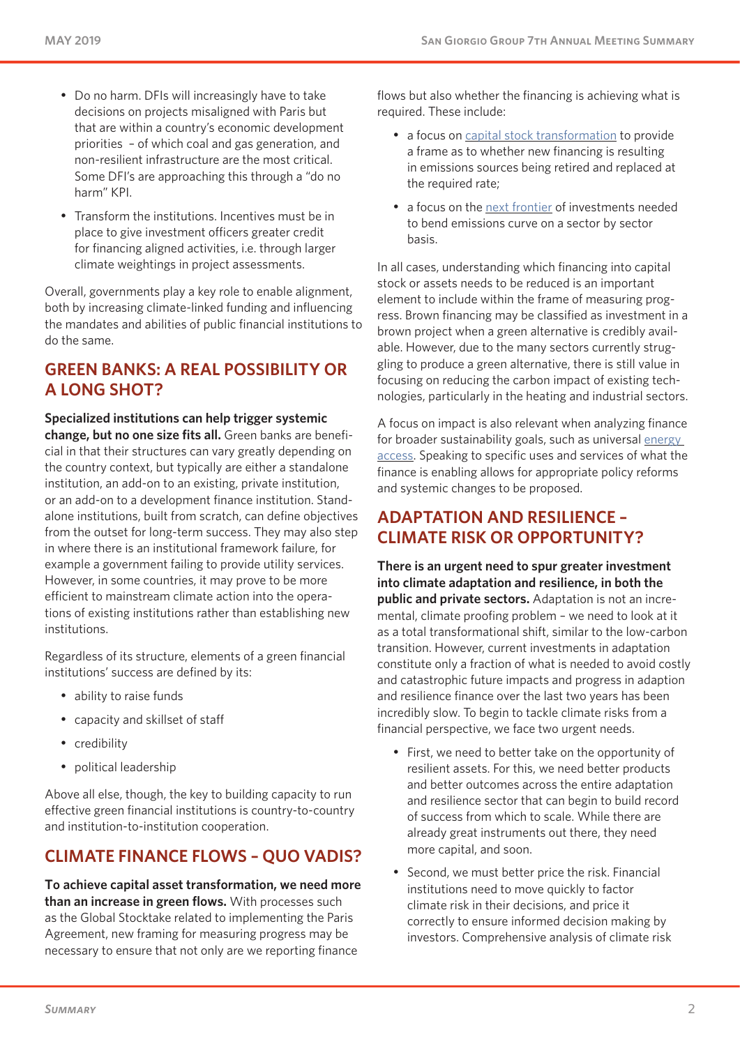- Do no harm. DFIs will increasingly have to take decisions on projects misaligned with Paris but that are within a country's economic development priorities – of which coal and gas generation, and non-resilient infrastructure are the most critical. Some DFI's are approaching this through a "do no harm" KPI.
- Transform the institutions. Incentives must be in place to give investment officers greater credit for financing aligned activities, i.e. through larger climate weightings in project assessments.

Overall, governments play a key role to enable alignment, both by increasing climate-linked funding and influencing the mandates and abilities of public financial institutions to do the same.

## GREEN BANKS: A REAL POSSIBILITY OR A LONG SHOT?

**Specialized institutions can help trigger systemic change, but no one size fits all.** Green banks are beneficial in that their structures can vary greatly depending on the country context, but typically are either a standalone institution, an add-on to an existing, private institution, or an add-on to a development finance institution. Standalone institutions, built from scratch, can define objectives from the outset for long-term success. They may also step in where there is an institutional framework failure, for example a government failing to provide utility services. However, in some countries, it may prove to be more efficient to mainstream climate action into the operations of existing institutions rather than establishing new institutions.

Regardless of its structure, elements of a green financial institutions' success are defined by its:

- ability to raise funds
- capacity and skillset of staff
- credibility
- political leadership

Above all else, though, the key to building capacity to run effective green financial institutions is country-to-country and institution-to-institution cooperation.

## CLIMATE FINANCE FLOWS – QUO VADIS?

**To achieve capital asset transformation, we need more than an increase in green flows.** With processes such as the Global Stocktake related to implementing the Paris Agreement, new framing for measuring progress may be necessary to ensure that not only are we reporting finance flows but also whether the financing is achieving what is required. These include:

- a focus on capital stock transformation to provide a frame as to whether new financing is resulting in emissions sources being retired and replaced at the required rate;
- a focus on the next frontier of investments needed to bend emissions curve on a sector by sector basis.

In all cases, understanding which financing into capital stock or assets needs to be reduced is an important element to include within the frame of measuring progress. Brown financing may be classified as investment in a brown project when a green alternative is credibly available. However, due to the many sectors currently struggling to produce a green alternative, there is still value in focusing on reducing the carbon impact of existing technologies, particularly in the heating and industrial sectors.

A focus on impact is also relevant when analyzing finance for broader sustainability goals, such as universal energy access. Speaking to specific uses and services of what the finance is enabling allows for appropriate policy reforms and systemic changes to be proposed.

## ADAPTATION AND RESILIENCE – CLIMATE RISK OR OPPORTUNITY?

**There is an urgent need to spur greater investment into climate adaptation and resilience, in both the public and private sectors.** Adaptation is not an incremental, climate proofing problem – we need to look at it as a total transformational shift, similar to the low-carbon transition. However, current investments in adaptation constitute only a fraction of what is needed to avoid costly and catastrophic future impacts and progress in adaption and resilience finance over the last two years has been incredibly slow. To begin to tackle climate risks from a financial perspective, we face two urgent needs.

- First, we need to better take on the opportunity of resilient assets. For this, we need better products and better outcomes across the entire adaptation and resilience sector that can begin to build record of success from which to scale. While there are already great instruments out there, they need more capital, and soon.
- Second, we must better price the risk. Financial institutions need to move quickly to factor climate risk in their decisions, and price it correctly to ensure informed decision making by investors. Comprehensive analysis of climate risk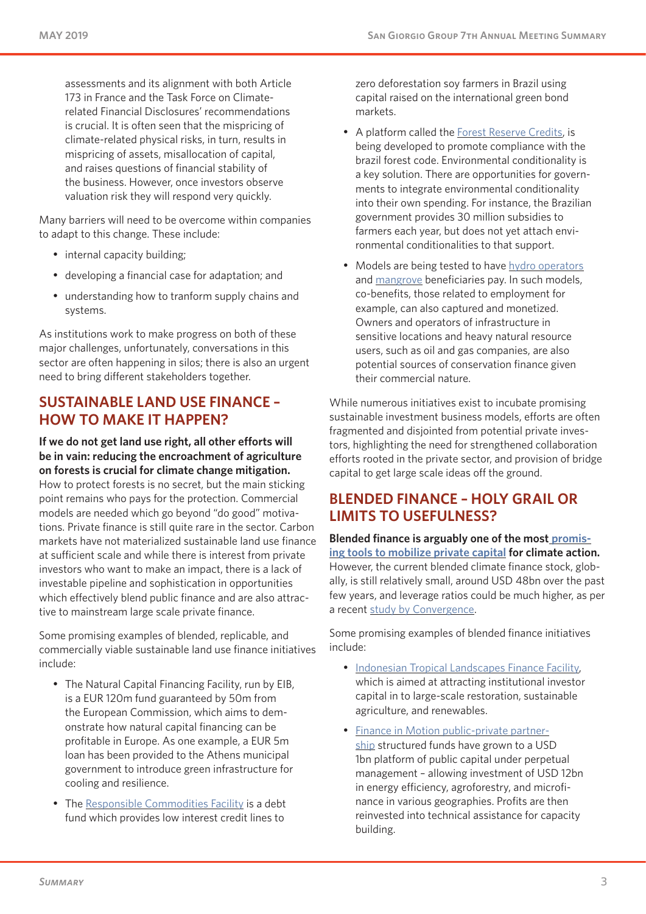assessments and its alignment with both Article 173 in France and the Task Force on Climate-related Financial Disclosures' recommendations is crucial. It is often seen that the mispricing of climate-related physical risks, in turn, results in mispricing of assets, misallocation of capital, and raises questions of financial stability of the business. However, once investors observe valuation risk they will respond very quickly.

Many barriers will need to be overcome within companies to adapt to this change. These include:

- internal capacity building;
- developing a financial case for adaptation; and
- understanding how to tranform supply chains and systems.

As institutions work to make progress on both of these major challenges, unfortunately, conversations in this sector are often happening in silos; there is also an urgent need to bring different stakeholders together.

## SUSTAINABLE LAND USE FINANCE – HOW TO MAKE IT HAPPEN?

**If we do not get land use right, all other efforts will be in vain: reducing the encroachment of agriculture on forests is crucial for climate change mitigation.** How to protect forests is no secret, but the main sticking point remains who pays for the protection. Commercial models are needed which go beyond "do good" motivations. Private finance is still quite rare in the sector. Carbon markets have not materialized sustainable land use finance at sufficient scale and while there is interest from private investors who want to make an impact, there is a lack of investable pipeline and sophistication in opportunities which effectively blend public finance and are also attractive to mainstream large scale private finance.

Some promising examples of blended, replicable, and commercially viable sustainable land use finance initiatives include:

- The Natural Capital Financing Facility, run by EIB, is a EUR 120m fund guaranteed by 50m from the European Commission, which aims to demonstrate how natural capital financing can be profitable in Europe. As one example, a EUR 5m loan has been provided to the Athens municipal government to introduce green infrastructure for cooling and resilience.
- The Responsible Commodities Facility is a debt fund which provides low interest credit lines to zero deforestation soy farmers in Brazil using capital raised on the international green bond markets.
- A platform called the Forest Reserve Credits, is being developed to promote compliance with the brazil forest code. Environmental conditionality is a key solution. There are opportunities for governments to integrate environmental conditionality into their own spending. For instance, the Brazilian government provides 30 million subsidies to farmers each year, but does not yet attach environmental conditionalities to that support.
- Models are being tested to have hydro operators and mangrove beneficiaries pay. In such models, co-benefits, those related to employment for example, can also captured and monetized. Owners and operators of infrastructure in sensitive locations and heavy natural resource users, such as oil and gas companies, are also potential sources of conservation finance given their commercial nature.

While numerous initiatives exist to incubate promising sustainable investment business models, efforts are often fragmented and disjointed from potential private investors, highlighting the need for strengthened collaboration efforts rooted in the private sector, and provision of bridge capital to get large scale ideas off the ground.

## BLENDED FINANCE – HOLY GRAIL OR LIMITS TO USEFULNESS?

**Blended finance is arguably one of the most promising tools to mobilize private capital for climate action.** However, the current blended climate finance stock, globally, is still relatively small, around USD 48bn over the past few years, and leverage ratios could be much higher, as per a recent study by Convergence.

Some promising examples of blended finance initiatives include:

- Indonesian Tropical Landscapes Finance Facility, which is aimed at attracting institutional investor capital in to large-scale restoration, sustainable agriculture, and renewables.
- Finance in Motion public-private partnership structured funds have grown to a USD 1bn platform of public capital under perpetual management – allowing investment of USD 12bn in energy efficiency, agroforestry, and microfinance in various geographies. Profits are then reinvested into technical assistance for capacity building.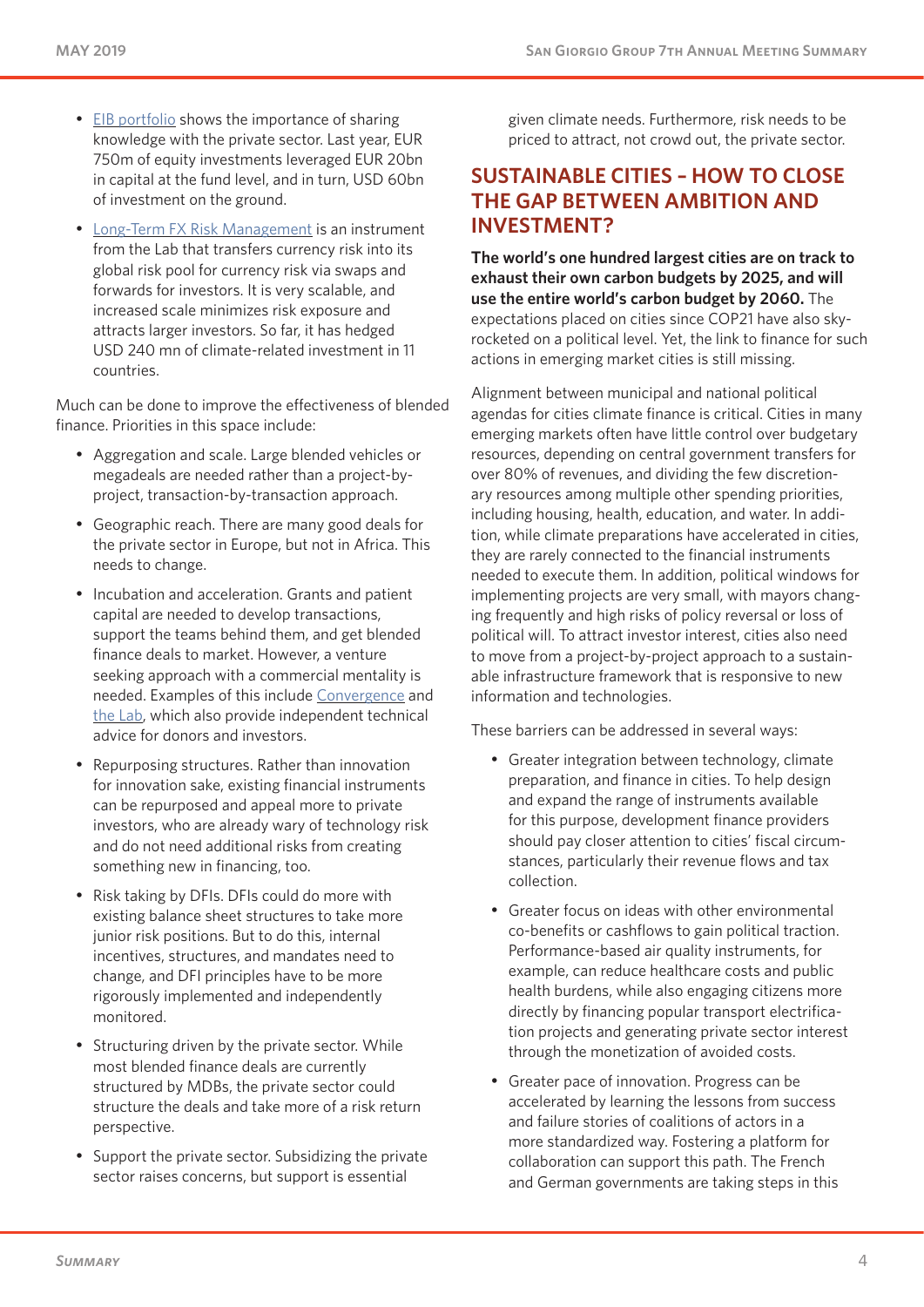- [EIB portfolio](#) shows the importance of sharing knowledge with the private sector. Last year, EUR 750m of equity investments leveraged EUR 20bn in capital at the fund level, and in turn, USD 60bn of investment on the ground.
- [Long-Term FX Risk Management](#) is an instrument from the Lab that transfers currency risk into its global risk pool for currency risk via swaps and forwards for investors. It is very scalable, and increased scale minimizes risk exposure and attracts larger investors. So far, it has hedged USD 240 mn of climate-related investment in 11 countries.

Much can be done to improve the effectiveness of blended finance. Priorities in this space include:

- Aggregation and scale. Large blended vehicles or megadeals are needed rather than a project-by-project, transaction-by-transaction approach.
- Geographic reach. There are many good deals for the private sector in Europe, but not in Africa. This needs to change.
- Incubation and acceleration. Grants and patient capital are needed to develop transactions, support the teams behind them, and get blended finance deals to market. However, a venture seeking approach with a commercial mentality is needed. Examples of this include [Convergence](#) and [the Lab](#), which also provide independent technical advice for donors and investors.
- Repurposing structures. Rather than innovation for innovation sake, existing financial instruments can be repurposed and appeal more to private investors, who are already wary of technology risk and do not need additional risks from creating something new in financing, too.
- Risk taking by DFIs. DFIs could do more with existing balance sheet structures to take more junior risk positions. But to do this, internal incentives, structures, and mandates need to change, and DFI principles have to be more rigorously implemented and independently monitored.
- Structuring driven by the private sector. While most blended finance deals are currently structured by MDBs, the private sector could structure the deals and take more of a risk return perspective.
- Support the private sector. Subsidizing the private sector raises concerns, but support is essential given climate needs. Furthermore, risk needs to be priced to attract, not crowd out, the private sector.

## SUSTAINABLE CITIES – HOW TO CLOSE THE GAP BETWEEN AMBITION AND INVESTMENT?

**The world's one hundred largest cities are on track to exhaust their own carbon budgets by 2025, and will use the entire world's carbon budget by 2060.** The expectations placed on cities since COP21 have also sky-rocketed on a political level. Yet, the link to finance for such actions in emerging market cities is still missing.

Alignment between municipal and national political agendas for cities climate finance is critical. Cities in many emerging markets often have little control over budgetary resources, depending on central government transfers for over 80% of revenues, and dividing the few discretionary resources among multiple other spending priorities, including housing, health, education, and water. In addition, while climate preparations have accelerated in cities, they are rarely connected to the financial instruments needed to execute them. In addition, political windows for implementing projects are very small, with mayors changing frequently and high risks of policy reversal or loss of political will. To attract investor interest, cities also need to move from a project-by-project approach to a sustainable infrastructure framework that is responsive to new information and technologies.

These barriers can be addressed in several ways:

- Greater integration between technology, climate preparation, and finance in cities. To help design and expand the range of instruments available for this purpose, development finance providers should pay closer attention to cities' fiscal circumstances, particularly their revenue flows and tax collection.
- Greater focus on ideas with other environmental co-benefits or cashflows to gain political traction. Performance-based air quality instruments, for example, can reduce healthcare costs and public health burdens, while also engaging citizens more directly by financing popular transport electrification projects and generating private sector interest through the monetization of avoided costs.
- Greater pace of innovation. Progress can be accelerated by learning the lessons from success and failure stories of coalitions of actors in a more standardized way. Fostering a platform for collaboration can support this path. The French and German governments are taking steps in this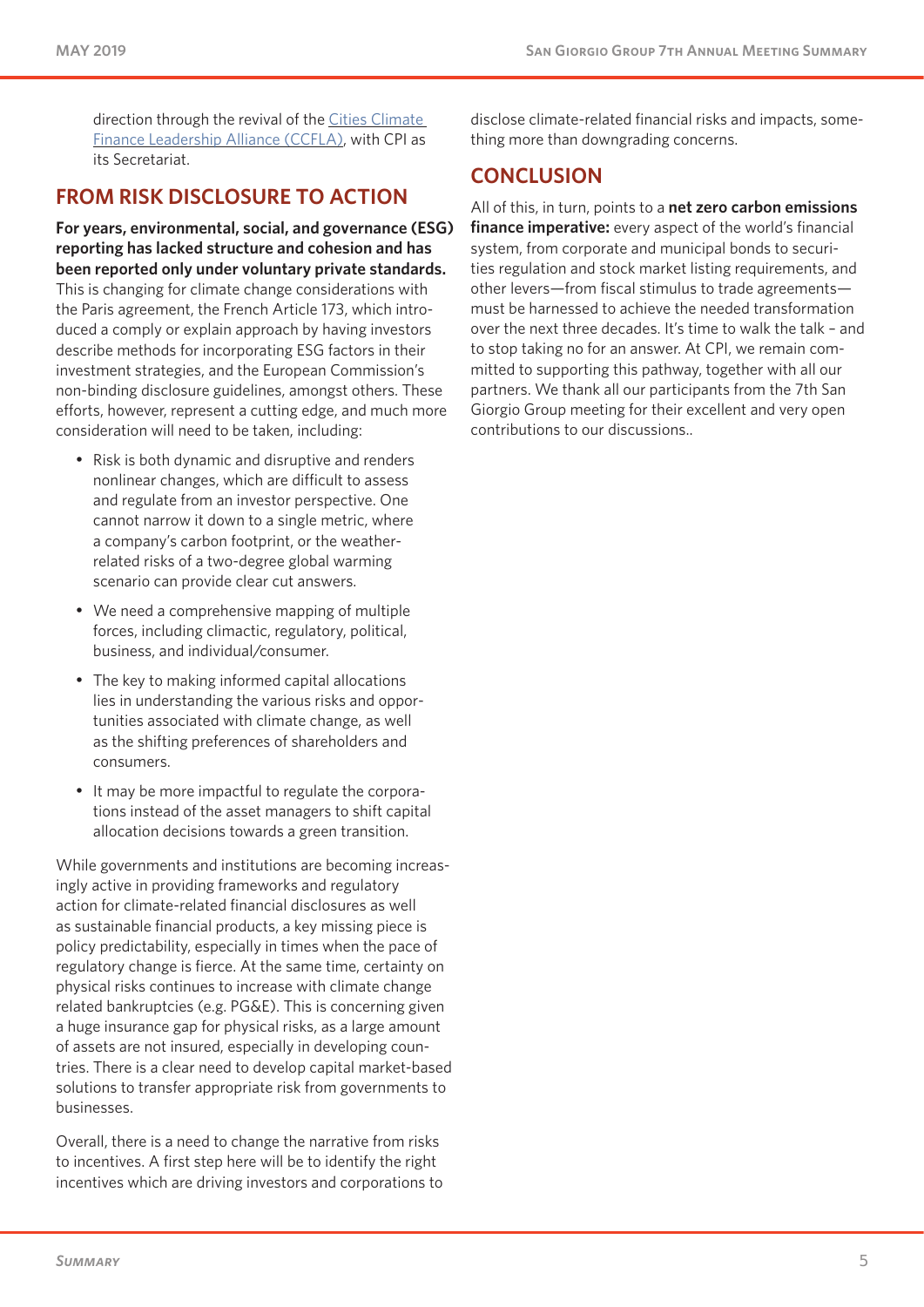direction through the revival of the Cities Climate Finance Leadership Alliance (CCFLA), with CPI as its Secretariat.

## FROM RISK DISCLOSURE TO ACTION

**For years, environmental, social, and governance (ESG) reporting has lacked structure and cohesion and has been reported only under voluntary private standards.** This is changing for climate change considerations with the Paris agreement, the French Article 173, which introduced a comply or explain approach by having investors describe methods for incorporating ESG factors in their investment strategies, and the European Commission's non-binding disclosure guidelines, amongst others. These efforts, however, represent a cutting edge, and much more consideration will need to be taken, including:

- Risk is both dynamic and disruptive and renders nonlinear changes, which are difficult to assess and regulate from an investor perspective. One cannot narrow it down to a single metric, where a company's carbon footprint, or the weather-related risks of a two-degree global warming scenario can provide clear cut answers.
- We need a comprehensive mapping of multiple forces, including climactic, regulatory, political, business, and individual/consumer.
- The key to making informed capital allocations lies in understanding the various risks and opportunities associated with climate change, as well as the shifting preferences of shareholders and consumers.
- It may be more impactful to regulate the corporations instead of the asset managers to shift capital allocation decisions towards a green transition.

While governments and institutions are becoming increasingly active in providing frameworks and regulatory action for climate-related financial disclosures as well as sustainable financial products, a key missing piece is policy predictability, especially in times when the pace of regulatory change is fierce. At the same time, certainty on physical risks continues to increase with climate change related bankruptcies (e.g. PG&E). This is concerning given a huge insurance gap for physical risks, as a large amount of assets are not insured, especially in developing countries. There is a clear need to develop capital market-based solutions to transfer appropriate risk from governments to businesses.

Overall, there is a need to change the narrative from risks to incentives. A first step here will be to identify the right incentives which are driving investors and corporations to disclose climate-related financial risks and impacts, something more than downgrading concerns.

## CONCLUSION

All of this, in turn, points to a **net zero carbon emissions finance imperative:** every aspect of the world's financial system, from corporate and municipal bonds to securities regulation and stock market listing requirements, and other levers—from fiscal stimulus to trade agreements—must be harnessed to achieve the needed transformation over the next three decades. It's time to walk the talk – and to stop taking no for an answer. At CPI, we remain committed to supporting this pathway, together with all our partners. We thank all our participants from the 7th San Giorgio Group meeting for their excellent and very open contributions to our discussions..